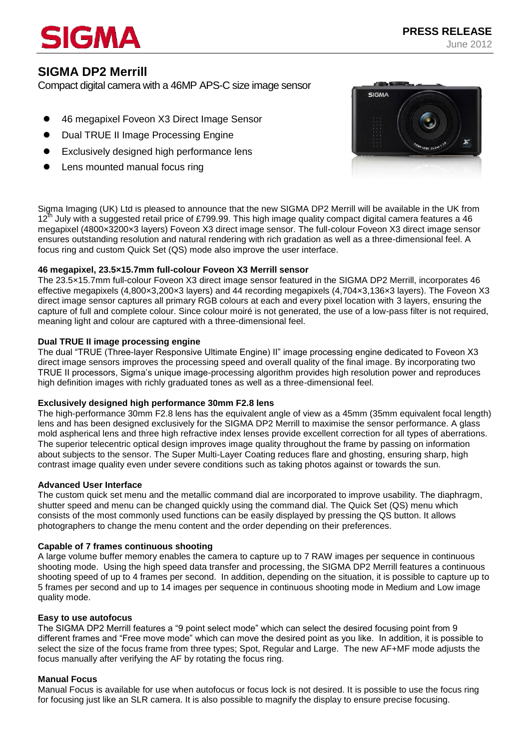SIGMA

**PRESS RELEASE**
June 2012

# SIGMA DP2 Merrill

Compact digital camera with a 46MP APS-C size image sensor

- 46 megapixel Foveon X3 Direct Image Sensor
- Dual TRUE II Image Processing Engine
- Exclusively designed high performance lens
- Lens mounted manual focus ring

Sigma Imaging (UK) Ltd is pleased to announce that the new SIGMA DP2 Merrill will be available in the UK from 12th July with a suggested retail price of £799.99. This high image quality compact digital camera features a 46 megapixel (4800×3200×3 layers) Foveon X3 direct image sensor. The full-colour Foveon X3 direct image sensor ensures outstanding resolution and natural rendering with rich gradation as well as a three-dimensional feel. A focus ring and custom Quick Set (QS) mode also improve the user interface.

**46 megapixel, 23.5×15.7mm full-colour Foveon X3 Merrill sensor**

The 23.5×15.7mm full-colour Foveon X3 direct image sensor featured in the SIGMA DP2 Merrill, incorporates 46 effective megapixels (4,800×3,200×3 layers) and 44 recording megapixels (4,704×3,136×3 layers). The Foveon X3 direct image sensor captures all primary RGB colours at each and every pixel location with 3 layers, ensuring the capture of full and complete colour. Since colour moiré is not generated, the use of a low-pass filter is not required, meaning light and colour are captured with a three-dimensional feel.

**Dual TRUE II image processing engine**

The dual "TRUE (Three-layer Responsive Ultimate Engine) II" image processing engine dedicated to Foveon X3 direct image sensors improves the processing speed and overall quality of the final image. By incorporating two TRUE II processors, Sigma's unique image-processing algorithm provides high resolution power and reproduces high definition images with richly graduated tones as well as a three-dimensional feel.

**Exclusively designed high performance 30mm F2.8 lens**

The high-performance 30mm F2.8 lens has the equivalent angle of view as a 45mm (35mm equivalent focal length) lens and has been designed exclusively for the SIGMA DP2 Merrill to maximise the sensor performance. A glass mold aspherical lens and three high refractive index lenses provide excellent correction for all types of aberrations. The superior telecentric optical design improves image quality throughout the frame by passing on information about subjects to the sensor. The Super Multi-Layer Coating reduces flare and ghosting, ensuring sharp, high contrast image quality even under severe conditions such as taking photos against or towards the sun.

**Advanced User Interface**

The custom quick set menu and the metallic command dial are incorporated to improve usability. The diaphragm, shutter speed and menu can be changed quickly using the command dial. The Quick Set (QS) menu which consists of the most commonly used functions can be easily displayed by pressing the QS button. It allows photographers to change the menu content and the order depending on their preferences.

**Capable of 7 frames continuous shooting**

A large volume buffer memory enables the camera to capture up to 7 RAW images per sequence in continuous shooting mode. Using the high speed data transfer and processing, the SIGMA DP2 Merrill features a continuous shooting speed of up to 4 frames per second. In addition, depending on the situation, it is possible to capture up to 5 frames per second and up to 14 images per sequence in continuous shooting mode in Medium and Low image quality mode.

**Easy to use autofocus**

The SIGMA DP2 Merrill features a "9 point select mode" which can select the desired focusing point from 9 different frames and "Free move mode" which can move the desired point as you like. In addition, it is possible to select the size of the focus frame from three types; Spot, Regular and Large. The new AF+MF mode adjusts the focus manually after verifying the AF by rotating the focus ring.

**Manual Focus**

Manual Focus is available for use when autofocus or focus lock is not desired. It is possible to use the focus ring for focusing just like an SLR camera. It is also possible to magnify the display to ensure precise focusing.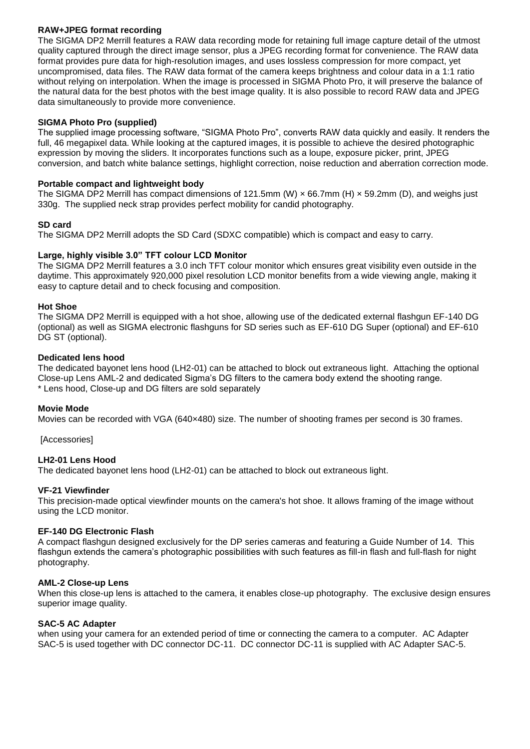**RAW+JPEG format recording**

The SIGMA DP2 Merrill features a RAW data recording mode for retaining full image capture detail of the utmost quality captured through the direct image sensor, plus a JPEG recording format for convenience. The RAW data format provides pure data for high-resolution images, and uses lossless compression for more compact, yet uncompromised, data files. The RAW data format of the camera keeps brightness and colour data in a 1:1 ratio without relying on interpolation. When the image is processed in SIGMA Photo Pro, it will preserve the balance of the natural data for the best photos with the best image quality. It is also possible to record RAW data and JPEG data simultaneously to provide more convenience.

**SIGMA Photo Pro (supplied)**

The supplied image processing software, "SIGMA Photo Pro", converts RAW data quickly and easily. It renders the full, 46 megapixel data. While looking at the captured images, it is possible to achieve the desired photographic expression by moving the sliders. It incorporates functions such as a loupe, exposure picker, print, JPEG conversion, and batch white balance settings, highlight correction, noise reduction and aberration correction mode.

**Portable compact and lightweight body**

The SIGMA DP2 Merrill has compact dimensions of 121.5mm (W) × 66.7mm (H) × 59.2mm (D), and weighs just 330g. The supplied neck strap provides perfect mobility for candid photography.

**SD card**

The SIGMA DP2 Merrill adopts the SD Card (SDXC compatible) which is compact and easy to carry.

**Large, highly visible 3.0" TFT colour LCD Monitor**

The SIGMA DP2 Merrill features a 3.0 inch TFT colour monitor which ensures great visibility even outside in the daytime. This approximately 920,000 pixel resolution LCD monitor benefits from a wide viewing angle, making it easy to capture detail and to check focusing and composition.

**Hot Shoe**

The SIGMA DP2 Merrill is equipped with a hot shoe, allowing use of the dedicated external flashgun EF-140 DG (optional) as well as SIGMA electronic flashguns for SD series such as EF-610 DG Super (optional) and EF-610 DG ST (optional).

**Dedicated lens hood**

The dedicated bayonet lens hood (LH2-01) can be attached to block out extraneous light. Attaching the optional Close-up Lens AML-2 and dedicated Sigma's DG filters to the camera body extend the shooting range.
* Lens hood, Close-up and DG filters are sold separately

**Movie Mode**

Movies can be recorded with VGA (640×480) size. The number of shooting frames per second is 30 frames.

[Accessories]

**LH2-01 Lens Hood**

The dedicated bayonet lens hood (LH2-01) can be attached to block out extraneous light.

**VF-21 Viewfinder**

This precision-made optical viewfinder mounts on the camera's hot shoe. It allows framing of the image without using the LCD monitor.

**EF-140 DG Electronic Flash**

A compact flashgun designed exclusively for the DP series cameras and featuring a Guide Number of 14. This flashgun extends the camera's photographic possibilities with such features as fill-in flash and full-flash for night photography.

**AML-2 Close-up Lens**

When this close-up lens is attached to the camera, it enables close-up photography. The exclusive design ensures superior image quality.

**SAC-5 AC Adapter**

when using your camera for an extended period of time or connecting the camera to a computer. AC Adapter SAC-5 is used together with DC connector DC-11. DC connector DC-11 is supplied with AC Adapter SAC-5.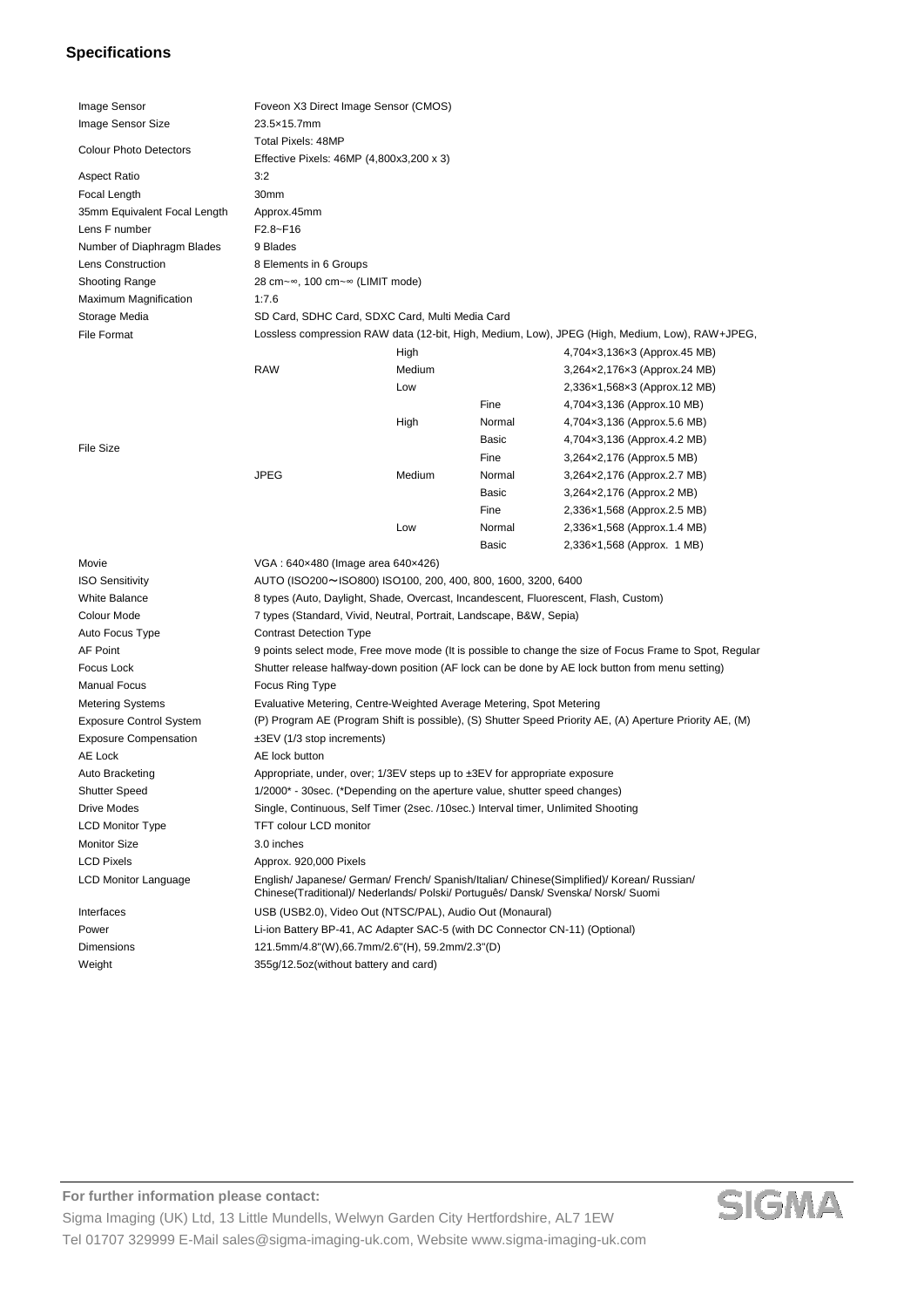## Specifications

| | | | | |
|---|---|---|---|---|
| Image Sensor | Foveon X3 Direct Image Sensor (CMOS) | | | |
| Image Sensor Size | 23.5×15.7mm | | | |
| Colour Photo Detectors | Total Pixels: 48MP<br>Effective Pixels: 46MP (4,800x3,200 x 3) | | | |
| Aspect Ratio | 3:2 | | | |
| Focal Length | 30mm | | | |
| 35mm Equivalent Focal Length | Approx.45mm | | | |
| Lens F number | F2.8~F16 | | | |
| Number of Diaphragm Blades | 9 Blades | | | |
| Lens Construction | 8 Elements in 6 Groups | | | |
| Shooting Range | 28 cm~∞, 100 cm~∞ (LIMIT mode) | | | |
| Maximum Magnification | 1:7.6 | | | |
| Storage Media | SD Card, SDHC Card, SDXC Card, Multi Media Card | | | |
| File Format | Lossless compression RAW data (12-bit, High, Medium, Low), JPEG (High, Medium, Low), RAW+JPEG, | | | |
| File Size | RAW | High | | 4,704×3,136×3 (Approx.45 MB) |
| | | Medium | | 3,264×2,176×3 (Approx.24 MB) |
| | | Low | | 2,336×1,568×3 (Approx.12 MB) |
| | JPEG | High | Fine | 4,704×3,136 (Approx.10 MB) |
| | | | Normal | 4,704×3,136 (Approx.5.6 MB) |
| | | | Basic | 4,704×3,136 (Approx.4.2 MB) |
| | | Medium | Fine | 3,264×2,176 (Approx.5 MB) |
| | | | Normal | 3,264×2,176 (Approx.2.7 MB) |
| | | | Basic | 3,264×2,176 (Approx.2 MB) |
| | | Low | Fine | 2,336×1,568 (Approx.2.5 MB) |
| | | | Normal | 2,336×1,568 (Approx.1.4 MB) |
| | | | Basic | 2,336×1,568 (Approx. 1 MB) |
| Movie | VGA : 640×480 (Image area 640×426) | | | |
| ISO Sensitivity | AUTO (ISO200～ISO800) ISO100, 200, 400, 800, 1600, 3200, 6400 | | | |
| White Balance | 8 types (Auto, Daylight, Shade, Overcast, Incandescent, Fluorescent, Flash, Custom) | | | |
| Colour Mode | 7 types (Standard, Vivid, Neutral, Portrait, Landscape, B&W, Sepia) | | | |
| Auto Focus Type | Contrast Detection Type | | | |
| AF Point | 9 points select mode, Free move mode (It is possible to change the size of Focus Frame to Spot, Regular | | | |
| Focus Lock | Shutter release halfway-down position (AF lock can be done by AE lock button from menu setting) | | | |
| Manual Focus | Focus Ring Type | | | |
| Metering Systems | Evaluative Metering, Centre-Weighted Average Metering, Spot Metering | | | |
| Exposure Control System | (P) Program AE (Program Shift is possible), (S) Shutter Speed Priority AE, (A) Aperture Priority AE, (M) | | | |
| Exposure Compensation | ±3EV (1/3 stop increments) | | | |
| AE Lock | AE lock button | | | |
| Auto Bracketing | Appropriate, under, over; 1/3EV steps up to ±3EV for appropriate exposure | | | |
| Shutter Speed | 1/2000* - 30sec. (*Depending on the aperture value, shutter speed changes) | | | |
| Drive Modes | Single, Continuous, Self Timer (2sec. /10sec.) Interval timer, Unlimited Shooting | | | |
| LCD Monitor Type | TFT colour LCD monitor | | | |
| Monitor Size | 3.0 inches | | | |
| LCD Pixels | Approx. 920,000 Pixels | | | |
| LCD Monitor Language | English/ Japanese/ German/ French/ Spanish/Italian/ Chinese(Simplified)/ Korean/ Russian/ Chinese(Traditional)/ Nederlands/ Polski/ Português/ Dansk/ Svenska/ Norsk/ Suomi | | | |
| Interfaces | USB (USB2.0), Video Out (NTSC/PAL), Audio Out (Monaural) | | | |
| Power | Li-ion Battery BP-41, AC Adapter SAC-5 (with DC Connector CN-11) (Optional) | | | |
| Dimensions | 121.5mm/4.8"(W),66.7mm/2.6"(H), 59.2mm/2.3"(D) | | | |
| Weight | 355g/12.5oz(without battery and card) | | | |

**For further information please contact:**

Sigma Imaging (UK) Ltd, 13 Little Mundells, Welwyn Garden City Hertfordshire, AL7 1EW

Tel 01707 329999 E-Mail sales@sigma-imaging-uk.com, Website www.sigma-imaging-uk.com

SIGMA